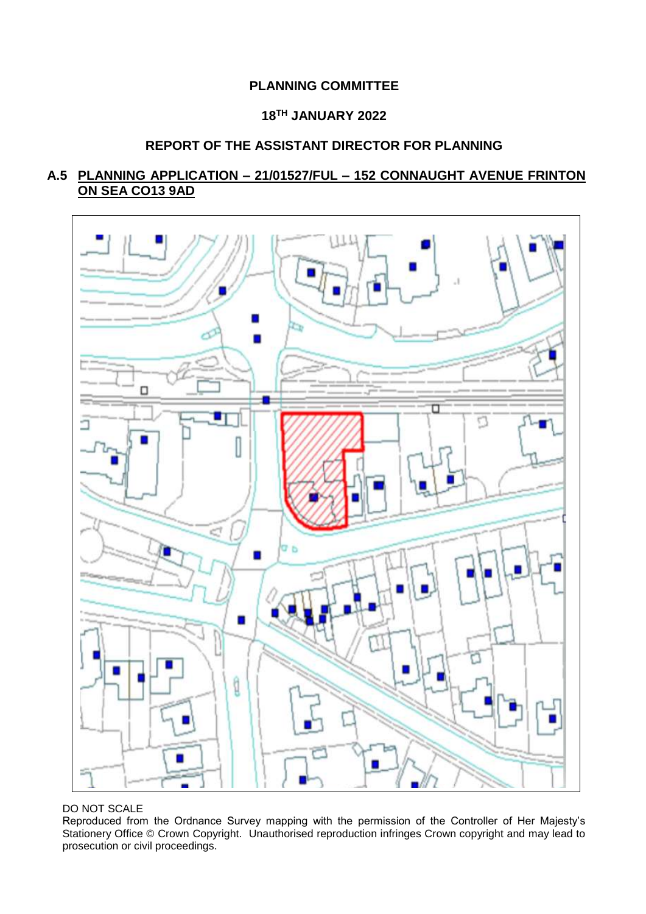**PLANNING COMMITTEE**

**18TH JANUARY 2022**

**REPORT OF THE ASSISTANT DIRECTOR FOR PLANNING**

## A.5 PLANNING APPLICATION – 21/01527/FUL – 152 CONNAUGHT AVENUE FRINTON ON SEA CO13 9AD

DO NOT SCALE

Reproduced from the Ordnance Survey mapping with the permission of the Controller of Her Majesty's Stationery Office © Crown Copyright. Unauthorised reproduction infringes Crown copyright and may lead to prosecution or civil proceedings.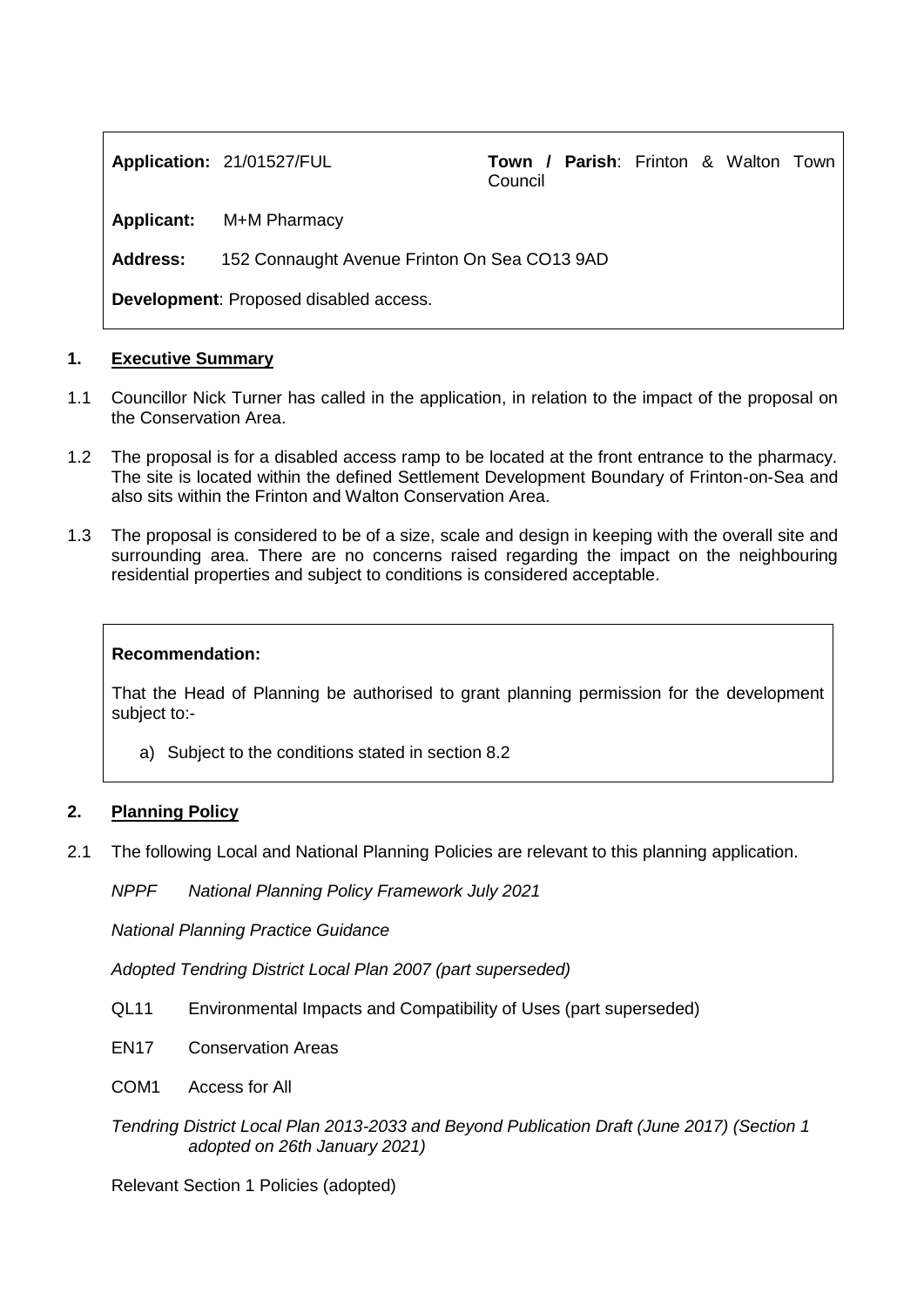| | |
|---|---|
| **Application:** 21/01527/FUL | **Town / Parish**: Frinton & Walton Town Council |
| **Applicant:** M+M Pharmacy | |
| **Address:** 152 Connaught Avenue Frinton On Sea CO13 9AD | |
| **Development**: Proposed disabled access. | |

## 1. Executive Summary

1.1 Councillor Nick Turner has called in the application, in relation to the impact of the proposal on the Conservation Area.

1.2 The proposal is for a disabled access ramp to be located at the front entrance to the pharmacy. The site is located within the defined Settlement Development Boundary of Frinton-on-Sea and also sits within the Frinton and Walton Conservation Area.

1.3 The proposal is considered to be of a size, scale and design in keeping with the overall site and surrounding area. There are no concerns raised regarding the impact on the neighbouring residential properties and subject to conditions is considered acceptable.

**Recommendation:**

That the Head of Planning be authorised to grant planning permission for the development subject to:-

a) Subject to the conditions stated in section 8.2

## 2. Planning Policy

2.1 The following Local and National Planning Policies are relevant to this planning application.

*NPPF National Planning Policy Framework July 2021*

*National Planning Practice Guidance*

*Adopted Tendring District Local Plan 2007 (part superseded)*

QL11 Environmental Impacts and Compatibility of Uses (part superseded)

EN17 Conservation Areas

COM1 Access for All

*Tendring District Local Plan 2013-2033 and Beyond Publication Draft (June 2017) (Section 1 adopted on 26th January 2021)*

Relevant Section 1 Policies (adopted)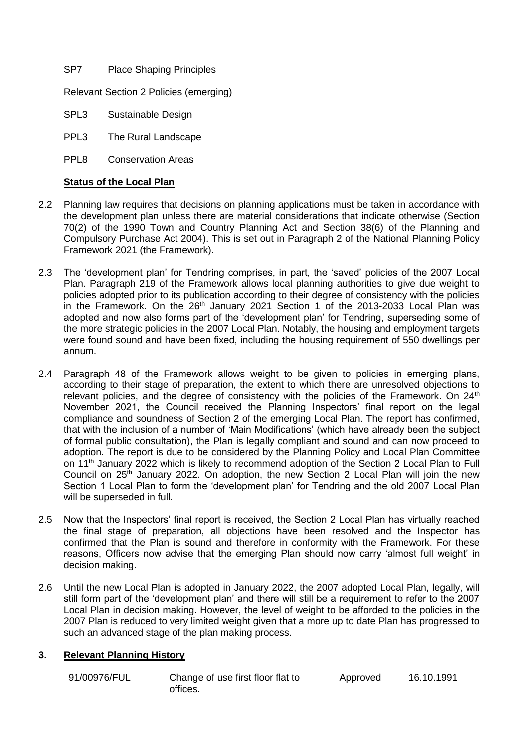SP7 Place Shaping Principles

Relevant Section 2 Policies (emerging)

SPL3 Sustainable Design

PPL3 The Rural Landscape

PPL8 Conservation Areas

**Status of the Local Plan**

2.2 Planning law requires that decisions on planning applications must be taken in accordance with the development plan unless there are material considerations that indicate otherwise (Section 70(2) of the 1990 Town and Country Planning Act and Section 38(6) of the Planning and Compulsory Purchase Act 2004). This is set out in Paragraph 2 of the National Planning Policy Framework 2021 (the Framework).

2.3 The 'development plan' for Tendring comprises, in part, the 'saved' policies of the 2007 Local Plan. Paragraph 219 of the Framework allows local planning authorities to give due weight to policies adopted prior to its publication according to their degree of consistency with the policies in the Framework. On the 26th January 2021 Section 1 of the 2013-2033 Local Plan was adopted and now also forms part of the 'development plan' for Tendring, superseding some of the more strategic policies in the 2007 Local Plan. Notably, the housing and employment targets were found sound and have been fixed, including the housing requirement of 550 dwellings per annum.

2.4 Paragraph 48 of the Framework allows weight to be given to policies in emerging plans, according to their stage of preparation, the extent to which there are unresolved objections to relevant policies, and the degree of consistency with the policies of the Framework. On 24th November 2021, the Council received the Planning Inspectors' final report on the legal compliance and soundness of Section 2 of the emerging Local Plan. The report has confirmed, that with the inclusion of a number of 'Main Modifications' (which have already been the subject of formal public consultation), the Plan is legally compliant and sound and can now proceed to adoption. The report is due to be considered by the Planning Policy and Local Plan Committee on 11th January 2022 which is likely to recommend adoption of the Section 2 Local Plan to Full Council on 25th January 2022. On adoption, the new Section 2 Local Plan will join the new Section 1 Local Plan to form the 'development plan' for Tendring and the old 2007 Local Plan will be superseded in full.

2.5 Now that the Inspectors' final report is received, the Section 2 Local Plan has virtually reached the final stage of preparation, all objections have been resolved and the Inspector has confirmed that the Plan is sound and therefore in conformity with the Framework. For these reasons, Officers now advise that the emerging Plan should now carry 'almost full weight' in decision making.

2.6 Until the new Local Plan is adopted in January 2022, the 2007 adopted Local Plan, legally, will still form part of the 'development plan' and there will still be a requirement to refer to the 2007 Local Plan in decision making. However, the level of weight to be afforded to the policies in the 2007 Plan is reduced to very limited weight given that a more up to date Plan has progressed to such an advanced stage of the plan making process.

## 3. Relevant Planning History

| | | | |
|---|---|---|---|
| 91/00976/FUL | Change of use first floor flat to offices. | Approved | 16.10.1991 |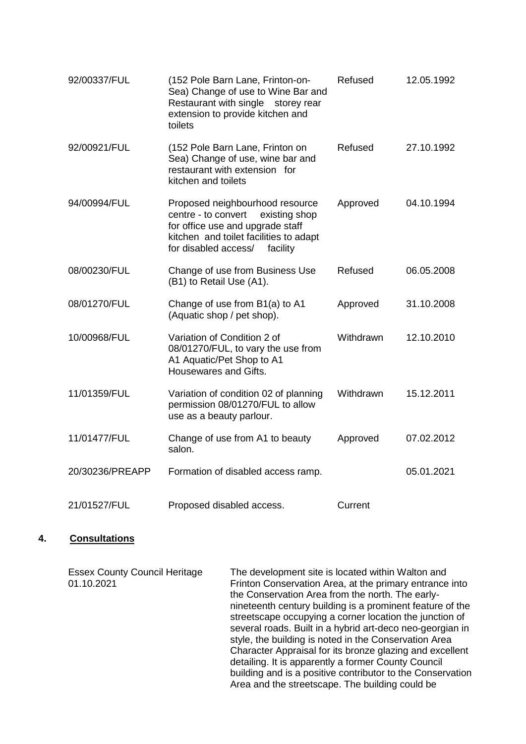| | | | |
|---|---|---|---|
| 92/00337/FUL | (152 Pole Barn Lane, Frinton-on-Sea) Change of use to Wine Bar and Restaurant with single storey rear extension to provide kitchen and toilets | Refused | 12.05.1992 |
| 92/00921/FUL | (152 Pole Barn Lane, Frinton on Sea) Change of use, wine bar and restaurant with extension for kitchen and toilets | Refused | 27.10.1992 |
| 94/00994/FUL | Proposed neighbourhood resource centre - to convert existing shop for office use and upgrade staff kitchen and toilet facilities to adapt for disabled access/ facility | Approved | 04.10.1994 |
| 08/00230/FUL | Change of use from Business Use (B1) to Retail Use (A1). | Refused | 06.05.2008 |
| 08/01270/FUL | Change of use from B1(a) to A1 (Aquatic shop / pet shop). | Approved | 31.10.2008 |
| 10/00968/FUL | Variation of Condition 2 of 08/01270/FUL, to vary the use from A1 Aquatic/Pet Shop to A1 Housewares and Gifts. | Withdrawn | 12.10.2010 |
| 11/01359/FUL | Variation of condition 02 of planning permission 08/01270/FUL to allow use as a beauty parlour. | Withdrawn | 15.12.2011 |
| 11/01477/FUL | Change of use from A1 to beauty salon. | Approved | 07.02.2012 |
| 20/30236/PREAPP | Formation of disabled access ramp. | | 05.01.2021 |
| 21/01527/FUL | Proposed disabled access. | Current | |

## 4. Consultations

| | |
|---|---|
| Essex County Council Heritage 01.10.2021 | The development site is located within Walton and Frinton Conservation Area, at the primary entrance into the Conservation Area from the north. The early-nineteenth century building is a prominent feature of the streetscape occupying a corner location the junction of several roads. Built in a hybrid art-deco neo-georgian in style, the building is noted in the Conservation Area Character Appraisal for its bronze glazing and excellent detailing. It is apparently a former County Council building and is a positive contributor to the Conservation Area and the streetscape. The building could be |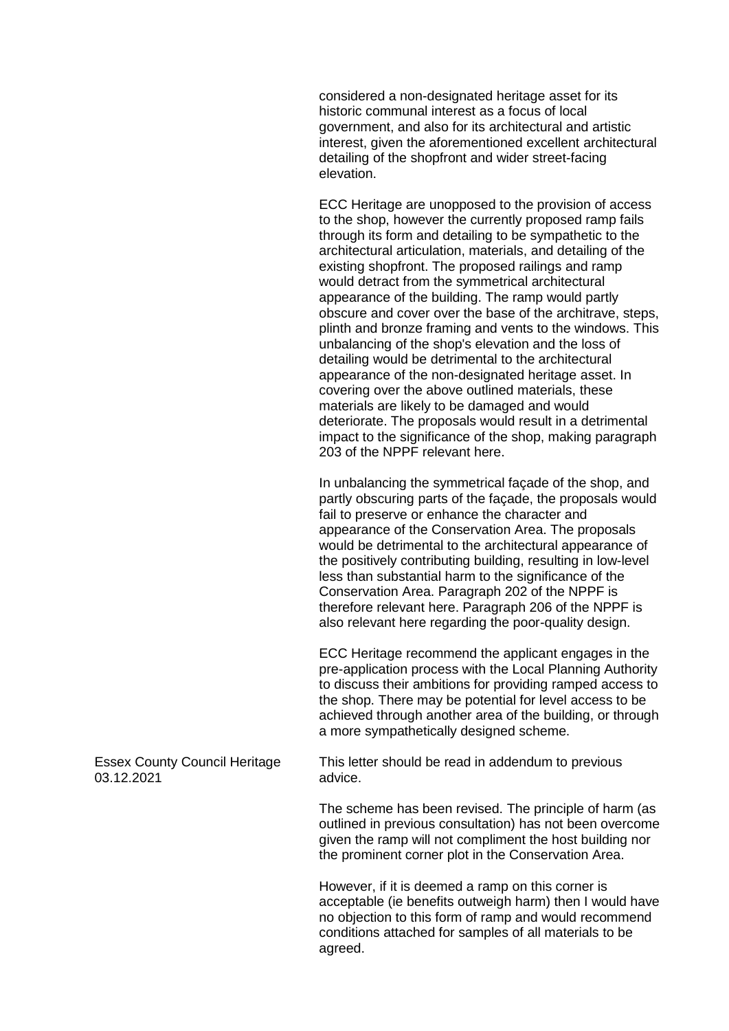considered a non-designated heritage asset for its historic communal interest as a focus of local government, and also for its architectural and artistic interest, given the aforementioned excellent architectural detailing of the shopfront and wider street-facing elevation.

ECC Heritage are unopposed to the provision of access to the shop, however the currently proposed ramp fails through its form and detailing to be sympathetic to the architectural articulation, materials, and detailing of the existing shopfront. The proposed railings and ramp would detract from the symmetrical architectural appearance of the building. The ramp would partly obscure and cover over the base of the architrave, steps, plinth and bronze framing and vents to the windows. This unbalancing of the shop's elevation and the loss of detailing would be detrimental to the architectural appearance of the non-designated heritage asset. In covering over the above outlined materials, these materials are likely to be damaged and would deteriorate. The proposals would result in a detrimental impact to the significance of the shop, making paragraph 203 of the NPPF relevant here.

In unbalancing the symmetrical façade of the shop, and partly obscuring parts of the façade, the proposals would fail to preserve or enhance the character and appearance of the Conservation Area. The proposals would be detrimental to the architectural appearance of the positively contributing building, resulting in low-level less than substantial harm to the significance of the Conservation Area. Paragraph 202 of the NPPF is therefore relevant here. Paragraph 206 of the NPPF is also relevant here regarding the poor-quality design.

ECC Heritage recommend the applicant engages in the pre-application process with the Local Planning Authority to discuss their ambitions for providing ramped access to the shop. There may be potential for level access to be achieved through another area of the building, or through a more sympathetically designed scheme.

Essex County Council Heritage
03.12.2021

This letter should be read in addendum to previous advice.

The scheme has been revised. The principle of harm (as outlined in previous consultation) has not been overcome given the ramp will not compliment the host building nor the prominent corner plot in the Conservation Area.

However, if it is deemed a ramp on this corner is acceptable (ie benefits outweigh harm) then I would have no objection to this form of ramp and would recommend conditions attached for samples of all materials to be agreed.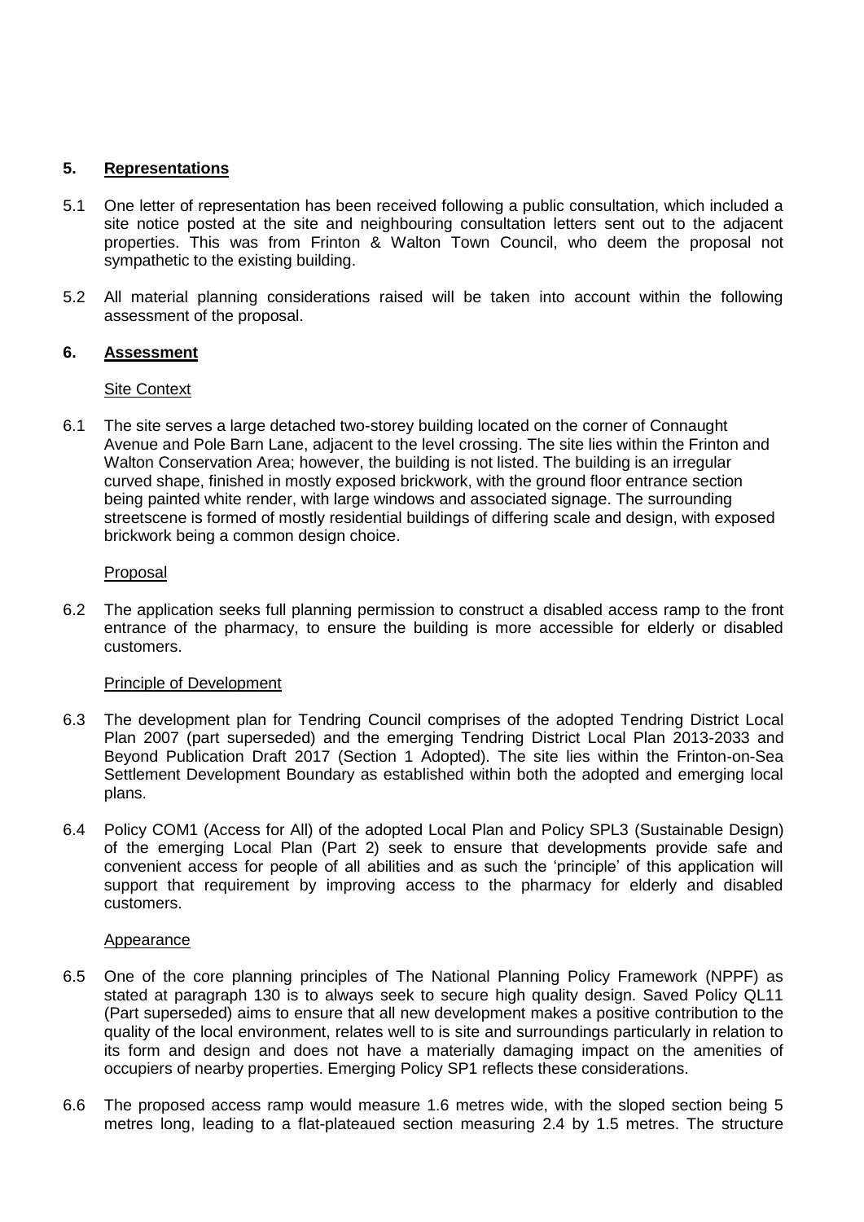## 5. Representations

5.1 One letter of representation has been received following a public consultation, which included a site notice posted at the site and neighbouring consultation letters sent out to the adjacent properties. This was from Frinton & Walton Town Council, who deem the proposal not sympathetic to the existing building.

5.2 All material planning considerations raised will be taken into account within the following assessment of the proposal.

## 6. Assessment

### Site Context

6.1 The site serves a large detached two-storey building located on the corner of Connaught Avenue and Pole Barn Lane, adjacent to the level crossing. The site lies within the Frinton and Walton Conservation Area; however, the building is not listed. The building is an irregular curved shape, finished in mostly exposed brickwork, with the ground floor entrance section being painted white render, with large windows and associated signage. The surrounding streetscene is formed of mostly residential buildings of differing scale and design, with exposed brickwork being a common design choice.

### Proposal

6.2 The application seeks full planning permission to construct a disabled access ramp to the front entrance of the pharmacy, to ensure the building is more accessible for elderly or disabled customers.

### Principle of Development

6.3 The development plan for Tendring Council comprises of the adopted Tendring District Local Plan 2007 (part superseded) and the emerging Tendring District Local Plan 2013-2033 and Beyond Publication Draft 2017 (Section 1 Adopted). The site lies within the Frinton-on-Sea Settlement Development Boundary as established within both the adopted and emerging local plans.

6.4 Policy COM1 (Access for All) of the adopted Local Plan and Policy SPL3 (Sustainable Design) of the emerging Local Plan (Part 2) seek to ensure that developments provide safe and convenient access for people of all abilities and as such the 'principle' of this application will support that requirement by improving access to the pharmacy for elderly and disabled customers.

### Appearance

6.5 One of the core planning principles of The National Planning Policy Framework (NPPF) as stated at paragraph 130 is to always seek to secure high quality design. Saved Policy QL11 (Part superseded) aims to ensure that all new development makes a positive contribution to the quality of the local environment, relates well to is site and surroundings particularly in relation to its form and design and does not have a materially damaging impact on the amenities of occupiers of nearby properties. Emerging Policy SP1 reflects these considerations.

6.6 The proposed access ramp would measure 1.6 metres wide, with the sloped section being 5 metres long, leading to a flat-plateaued section measuring 2.4 by 1.5 metres. The structure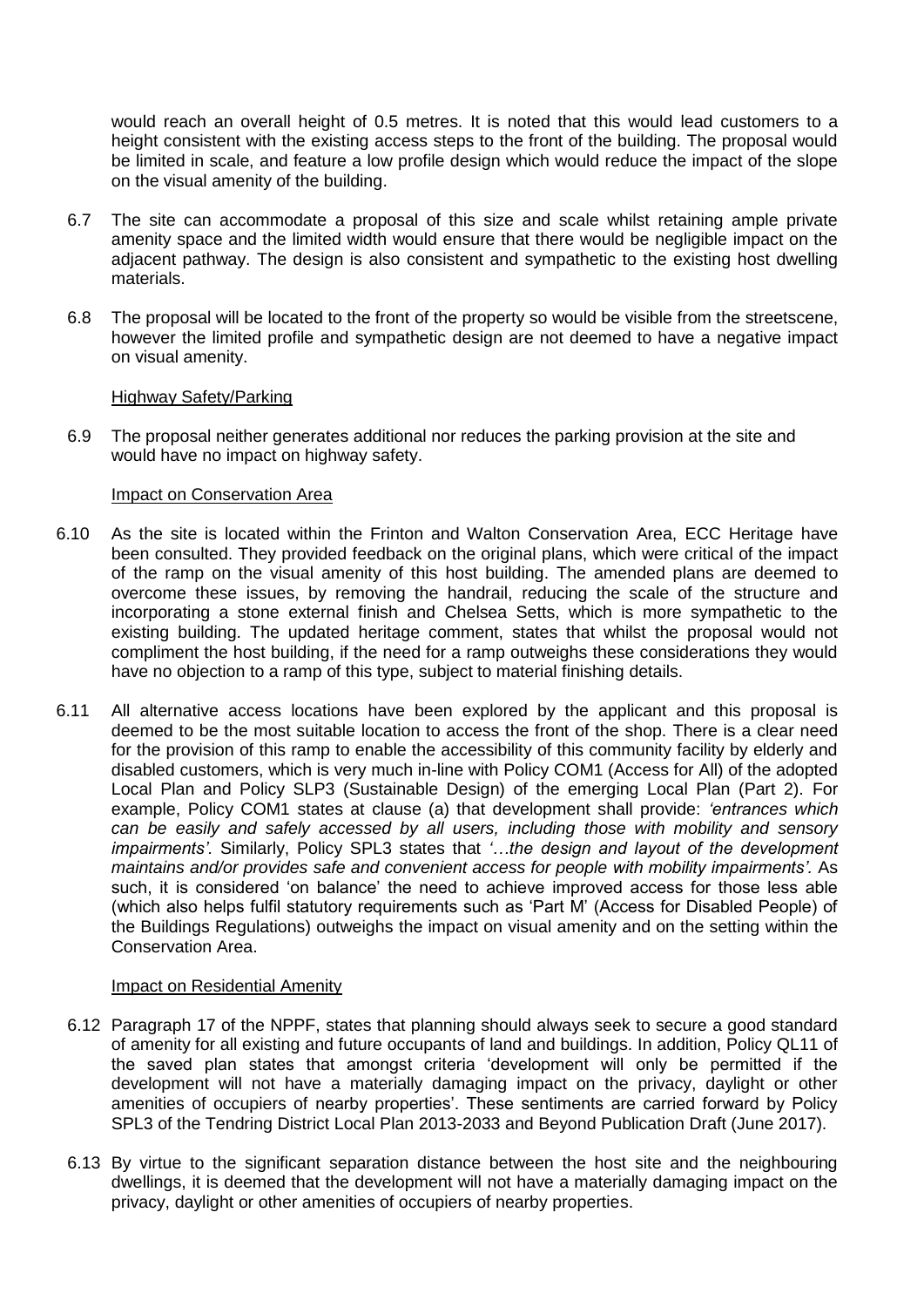would reach an overall height of 0.5 metres. It is noted that this would lead customers to a height consistent with the existing access steps to the front of the building. The proposal would be limited in scale, and feature a low profile design which would reduce the impact of the slope on the visual amenity of the building.

6.7 The site can accommodate a proposal of this size and scale whilst retaining ample private amenity space and the limited width would ensure that there would be negligible impact on the adjacent pathway. The design is also consistent and sympathetic to the existing host dwelling materials.

6.8 The proposal will be located to the front of the property so would be visible from the streetscene, however the limited profile and sympathetic design are not deemed to have a negative impact on visual amenity.

Highway Safety/Parking

6.9 The proposal neither generates additional nor reduces the parking provision at the site and would have no impact on highway safety.

Impact on Conservation Area

6.10 As the site is located within the Frinton and Walton Conservation Area, ECC Heritage have been consulted. They provided feedback on the original plans, which were critical of the impact of the ramp on the visual amenity of this host building. The amended plans are deemed to overcome these issues, by removing the handrail, reducing the scale of the structure and incorporating a stone external finish and Chelsea Setts, which is more sympathetic to the existing building. The updated heritage comment, states that whilst the proposal would not compliment the host building, if the need for a ramp outweighs these considerations they would have no objection to a ramp of this type, subject to material finishing details.

6.11 All alternative access locations have been explored by the applicant and this proposal is deemed to be the most suitable location to access the front of the shop. There is a clear need for the provision of this ramp to enable the accessibility of this community facility by elderly and disabled customers, which is very much in-line with Policy COM1 (Access for All) of the adopted Local Plan and Policy SLP3 (Sustainable Design) of the emerging Local Plan (Part 2). For example, Policy COM1 states at clause (a) that development shall provide: *'entrances which can be easily and safely accessed by all users, including those with mobility and sensory impairments'.* Similarly, Policy SPL3 states that *'…the design and layout of the development maintains and/or provides safe and convenient access for people with mobility impairments'.* As such, it is considered 'on balance' the need to achieve improved access for those less able (which also helps fulfil statutory requirements such as 'Part M' (Access for Disabled People) of the Buildings Regulations) outweighs the impact on visual amenity and on the setting within the Conservation Area.

Impact on Residential Amenity

6.12 Paragraph 17 of the NPPF, states that planning should always seek to secure a good standard of amenity for all existing and future occupants of land and buildings. In addition, Policy QL11 of the saved plan states that amongst criteria 'development will only be permitted if the development will not have a materially damaging impact on the privacy, daylight or other amenities of occupiers of nearby properties'. These sentiments are carried forward by Policy SPL3 of the Tendring District Local Plan 2013-2033 and Beyond Publication Draft (June 2017).

6.13 By virtue to the significant separation distance between the host site and the neighbouring dwellings, it is deemed that the development will not have a materially damaging impact on the privacy, daylight or other amenities of occupiers of nearby properties.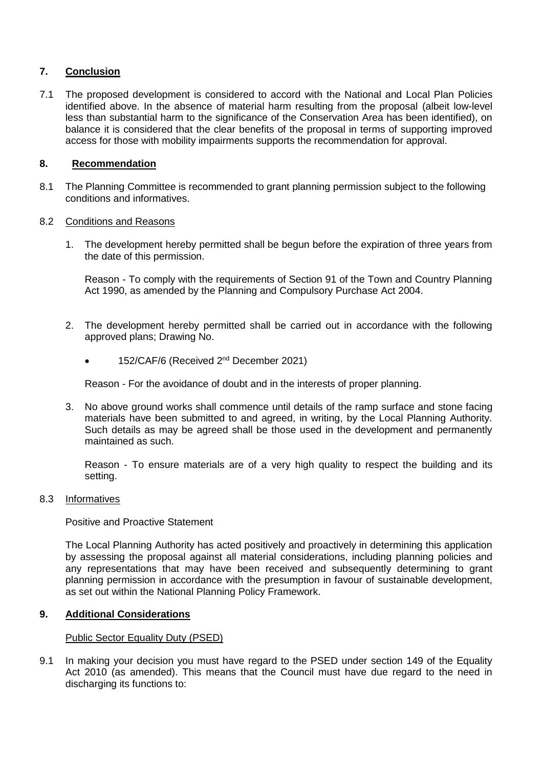## 7. Conclusion

7.1 The proposed development is considered to accord with the National and Local Plan Policies identified above. In the absence of material harm resulting from the proposal (albeit low-level less than substantial harm to the significance of the Conservation Area has been identified), on balance it is considered that the clear benefits of the proposal in terms of supporting improved access for those with mobility impairments supports the recommendation for approval.

## 8. Recommendation

8.1 The Planning Committee is recommended to grant planning permission subject to the following conditions and informatives.

8.2 Conditions and Reasons

1. The development hereby permitted shall be begun before the expiration of three years from the date of this permission.

   Reason - To comply with the requirements of Section 91 of the Town and Country Planning Act 1990, as amended by the Planning and Compulsory Purchase Act 2004.

2. The development hereby permitted shall be carried out in accordance with the following approved plans; Drawing No.

   - 152/CAF/6 (Received 2nd December 2021)

   Reason - For the avoidance of doubt and in the interests of proper planning.

3. No above ground works shall commence until details of the ramp surface and stone facing materials have been submitted to and agreed, in writing, by the Local Planning Authority. Such details as may be agreed shall be those used in the development and permanently maintained as such.

   Reason - To ensure materials are of a very high quality to respect the building and its setting.

8.3 Informatives

Positive and Proactive Statement

The Local Planning Authority has acted positively and proactively in determining this application by assessing the proposal against all material considerations, including planning policies and any representations that may have been received and subsequently determining to grant planning permission in accordance with the presumption in favour of sustainable development, as set out within the National Planning Policy Framework.

## 9. Additional Considerations

Public Sector Equality Duty (PSED)

9.1 In making your decision you must have regard to the PSED under section 149 of the Equality Act 2010 (as amended). This means that the Council must have due regard to the need in discharging its functions to: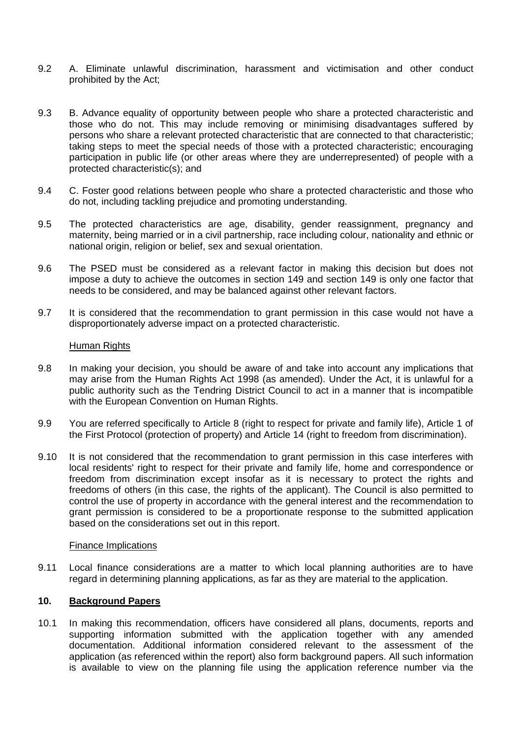9.2 A. Eliminate unlawful discrimination, harassment and victimisation and other conduct prohibited by the Act;

9.3 B. Advance equality of opportunity between people who share a protected characteristic and those who do not. This may include removing or minimising disadvantages suffered by persons who share a relevant protected characteristic that are connected to that characteristic; taking steps to meet the special needs of those with a protected characteristic; encouraging participation in public life (or other areas where they are underrepresented) of people with a protected characteristic(s); and

9.4 C. Foster good relations between people who share a protected characteristic and those who do not, including tackling prejudice and promoting understanding.

9.5 The protected characteristics are age, disability, gender reassignment, pregnancy and maternity, being married or in a civil partnership, race including colour, nationality and ethnic or national origin, religion or belief, sex and sexual orientation.

9.6 The PSED must be considered as a relevant factor in making this decision but does not impose a duty to achieve the outcomes in section 149 and section 149 is only one factor that needs to be considered, and may be balanced against other relevant factors.

9.7 It is considered that the recommendation to grant permission in this case would not have a disproportionately adverse impact on a protected characteristic.

Human Rights

9.8 In making your decision, you should be aware of and take into account any implications that may arise from the Human Rights Act 1998 (as amended). Under the Act, it is unlawful for a public authority such as the Tendring District Council to act in a manner that is incompatible with the European Convention on Human Rights.

9.9 You are referred specifically to Article 8 (right to respect for private and family life), Article 1 of the First Protocol (protection of property) and Article 14 (right to freedom from discrimination).

9.10 It is not considered that the recommendation to grant permission in this case interferes with local residents' right to respect for their private and family life, home and correspondence or freedom from discrimination except insofar as it is necessary to protect the rights and freedoms of others (in this case, the rights of the applicant). The Council is also permitted to control the use of property in accordance with the general interest and the recommendation to grant permission is considered to be a proportionate response to the submitted application based on the considerations set out in this report.

Finance Implications

9.11 Local finance considerations are a matter to which local planning authorities are to have regard in determining planning applications, as far as they are material to the application.

## 10. Background Papers

10.1 In making this recommendation, officers have considered all plans, documents, reports and supporting information submitted with the application together with any amended documentation. Additional information considered relevant to the assessment of the application (as referenced within the report) also form background papers. All such information is available to view on the planning file using the application reference number via the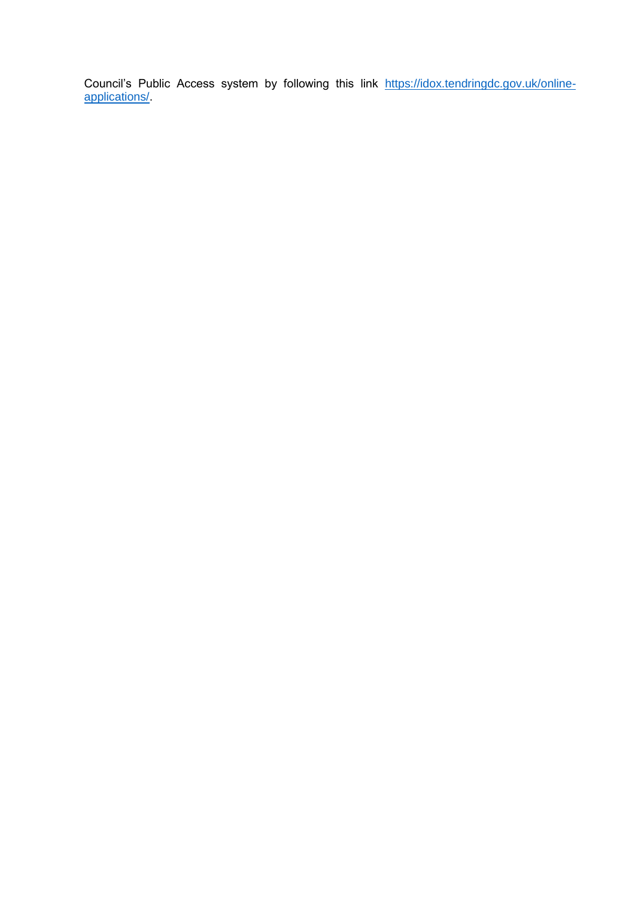Council's Public Access system by following this link [https://idox.tendringdc.gov.uk/online-applications/](https://idox.tendringdc.gov.uk/online-applications/).